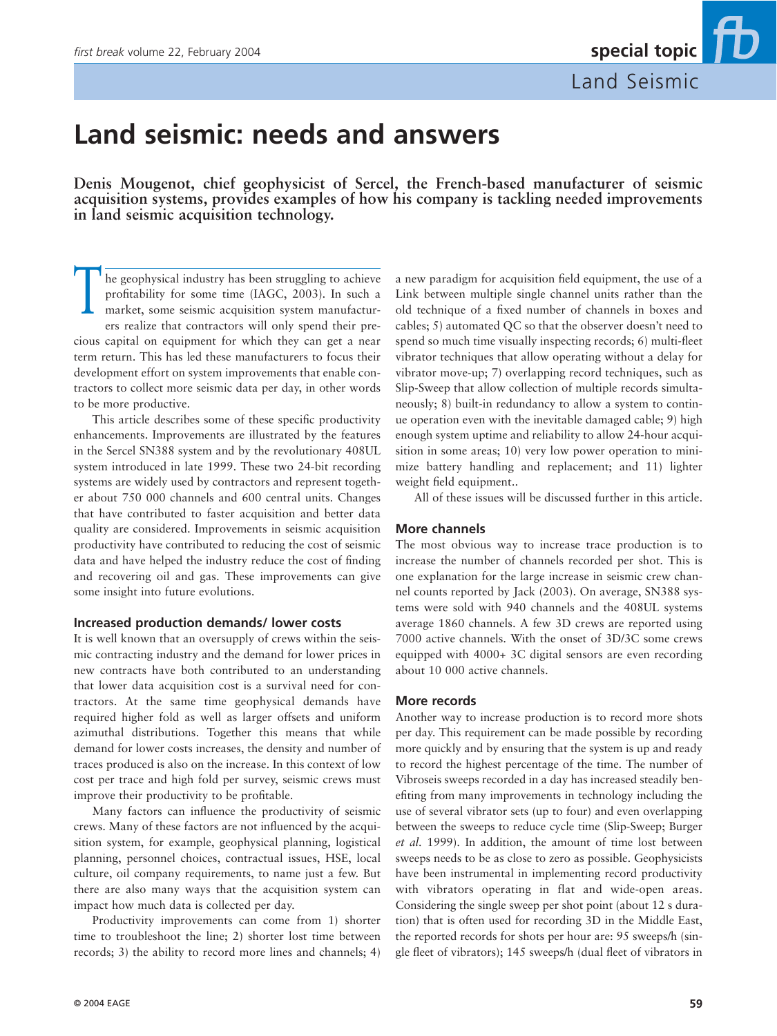# Land seismic: needs and answers

**Denis Mougenot, chief geophysicist of Sercel, the French-based manufacturer of seismic acquisition systems, provides examples of how his company is tackling needed improvements in land seismic acquisition technology.**

The geophysical industry has been struggling to achieve profitability for some time (IAGC, 2003). In such a market, some seismic acquisition system manufacturers realize that contractors will only spend their precious capital on equipment for which they can get a near term return. This has led these manufacturers to focus their development effort on system improvements that enable contractors to collect more seismic data per day, in other words to be more productive.

This article describes some of these specific productivity enhancements. Improvements are illustrated by the features in the Sercel SN388 system and by the revolutionary 408UL system introduced in late 1999. These two 24-bit recording systems are widely used by contractors and represent together about 750 000 channels and 600 central units. Changes that have contributed to faster acquisition and better data quality are considered. Improvements in seismic acquisition productivity have contributed to reducing the cost of seismic data and have helped the industry reduce the cost of finding and recovering oil and gas. These improvements can give some insight into future evolutions.

### Increased production demands/ lower costs

It is well known that an oversupply of crews within the seismic contracting industry and the demand for lower prices in new contracts have both contributed to an understanding that lower data acquisition cost is a survival need for contractors. At the same time geophysical demands have required higher fold as well as larger offsets and uniform azimuthal distributions. Together this means that while demand for lower costs increases, the density and number of traces produced is also on the increase. In this context of low cost per trace and high fold per survey, seismic crews must improve their productivity to be profitable.

Many factors can influence the productivity of seismic crews. Many of these factors are not influenced by the acquisition system, for example, geophysical planning, logistical planning, personnel choices, contractual issues, HSE, local culture, oil company requirements, to name just a few. But there are also many ways that the acquisition system can impact how much data is collected per day.

Productivity improvements can come from 1) shorter time to troubleshoot the line; 2) shorter lost time between records; 3) the ability to record more lines and channels; 4) a new paradigm for acquisition field equipment, the use of a Link between multiple single channel units rather than the old technique of a fixed number of channels in boxes and cables; 5) automated QC so that the observer doesn't need to spend so much time visually inspecting records; 6) multi-fleet vibrator techniques that allow operating without a delay for vibrator move-up; 7) overlapping record techniques, such as Slip-Sweep that allow collection of multiple records simultaneously; 8) built-in redundancy to allow a system to continue operation even with the inevitable damaged cable; 9) high enough system uptime and reliability to allow 24-hour acquisition in some areas; 10) very low power operation to minimize battery handling and replacement; and 11) lighter weight field equipment..

All of these issues will be discussed further in this article.

### More channels

The most obvious way to increase trace production is to increase the number of channels recorded per shot. This is one explanation for the large increase in seismic crew channel counts reported by Jack (2003). On average, SN388 systems were sold with 940 channels and the 408UL systems average 1860 channels. A few 3D crews are reported using 7000 active channels. With the onset of 3D/3C some crews equipped with 4000+ 3C digital sensors are even recording about 10 000 active channels.

### More records

Another way to increase production is to record more shots per day. This requirement can be made possible by recording more quickly and by ensuring that the system is up and ready to record the highest percentage of the time. The number of Vibroseis sweeps recorded in a day has increased steadily benefiting from many improvements in technology including the use of several vibrator sets (up to four) and even overlapping between the sweeps to reduce cycle time (Slip-Sweep; Burger *et al.* 1999). In addition, the amount of time lost between sweeps needs to be as close to zero as possible. Geophysicists have been instrumental in implementing record productivity with vibrators operating in flat and wide-open areas. Considering the single sweep per shot point (about 12 s duration) that is often used for recording 3D in the Middle East, the reported records for shots per hour are: 95 sweeps/h (single fleet of vibrators); 145 sweeps/h (dual fleet of vibrators in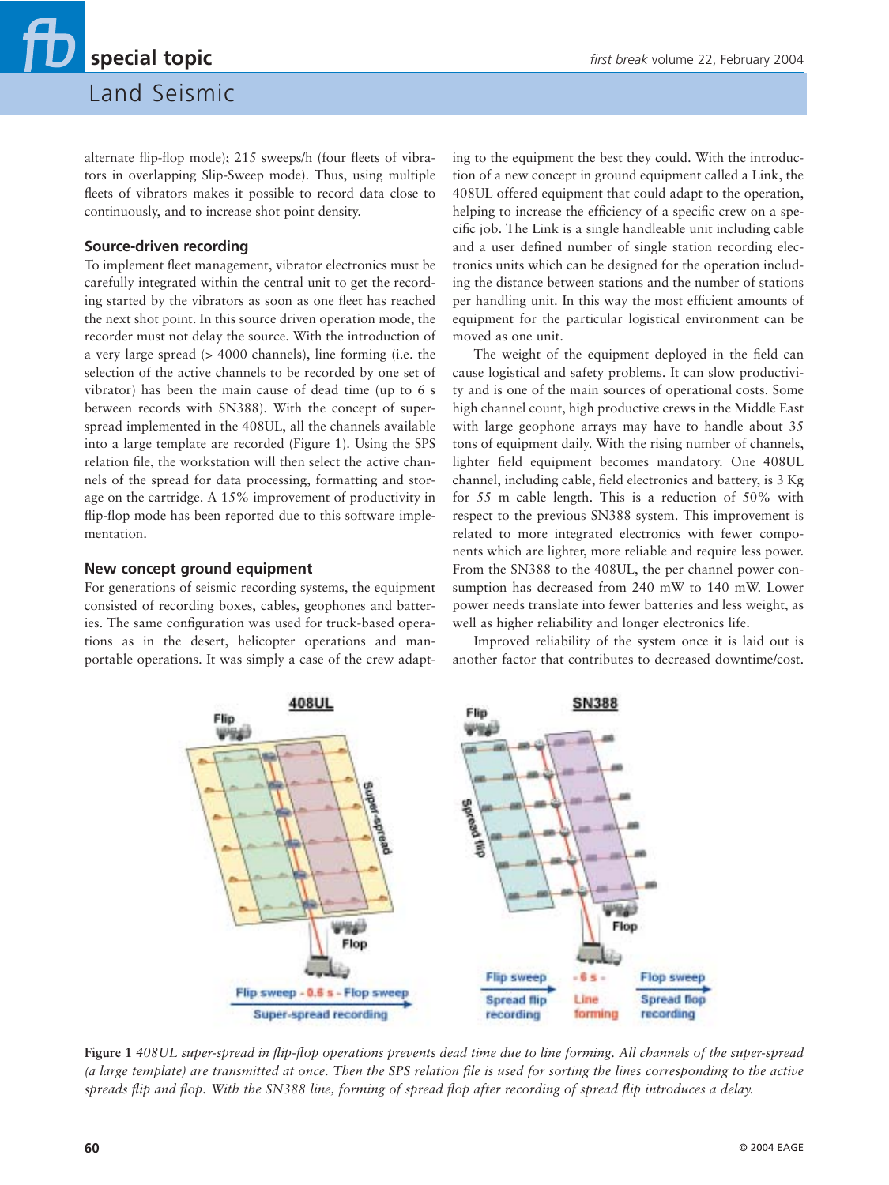alternate flip-flop mode); 215 sweeps/h (four fleets of vibrators in overlapping Slip-Sweep mode). Thus, using multiple fleets of vibrators makes it possible to record data close to continuously, and to increase shot point density.

### Source-driven recording

To implement fleet management, vibrator electronics must be carefully integrated within the central unit to get the recording started by the vibrators as soon as one fleet has reached the next shot point. In this source driven operation mode, the recorder must not delay the source. With the introduction of a very large spread (> 4000 channels), line forming (i.e. the selection of the active channels to be recorded by one set of vibrator) has been the main cause of dead time (up to 6 s between records with SN388). With the concept of super-spread implemented in the 408UL, all the channels available into a large template are recorded (Figure 1). Using the SPS relation file, the workstation will then select the active channels of the spread for data processing, formatting and storage on the cartridge. A 15% improvement of productivity in flip-flop mode has been reported due to this software implementation.

### New concept ground equipment

For generations of seismic recording systems, the equipment consisted of recording boxes, cables, geophones and batteries. The same configuration was used for truck-based operations as in the desert, helicopter operations and man-portable operations. It was simply a case of the crew adapting to the equipment the best they could. With the introduction of a new concept in ground equipment called a Link, the 408UL offered equipment that could adapt to the operation, helping to increase the efficiency of a specific crew on a specific job. The Link is a single handleable unit including cable and a user defined number of single station recording electronics units which can be designed for the operation including the distance between stations and the number of stations per handling unit. In this way the most efficient amounts of equipment for the particular logistical environment can be moved as one unit.

The weight of the equipment deployed in the field can cause logistical and safety problems. It can slow productivity and is one of the main sources of operational costs. Some high channel count, high productive crews in the Middle East with large geophone arrays may have to handle about 35 tons of equipment daily. With the rising number of channels, lighter field equipment becomes mandatory. One 408UL channel, including cable, field electronics and battery, is 3 Kg for 55 m cable length. This is a reduction of 50% with respect to the previous SN388 system. This improvement is related to more integrated electronics with fewer components which are lighter, more reliable and require less power. From the SN388 to the 408UL, the per channel power consumption has decreased from 240 mW to 140 mW. Lower power needs translate into fewer batteries and less weight, as well as higher reliability and longer electronics life.

Improved reliability of the system once it is laid out is another factor that contributes to decreased downtime/cost.

**Figure 1** *408UL super-spread in flip-flop operations prevents dead time due to line forming. All channels of the super-spread (a large template) are transmitted at once. Then the SPS relation file is used for sorting the lines corresponding to the active spreads flip and flop. With the SN388 line, forming of spread flop after recording of spread flip introduces a delay.*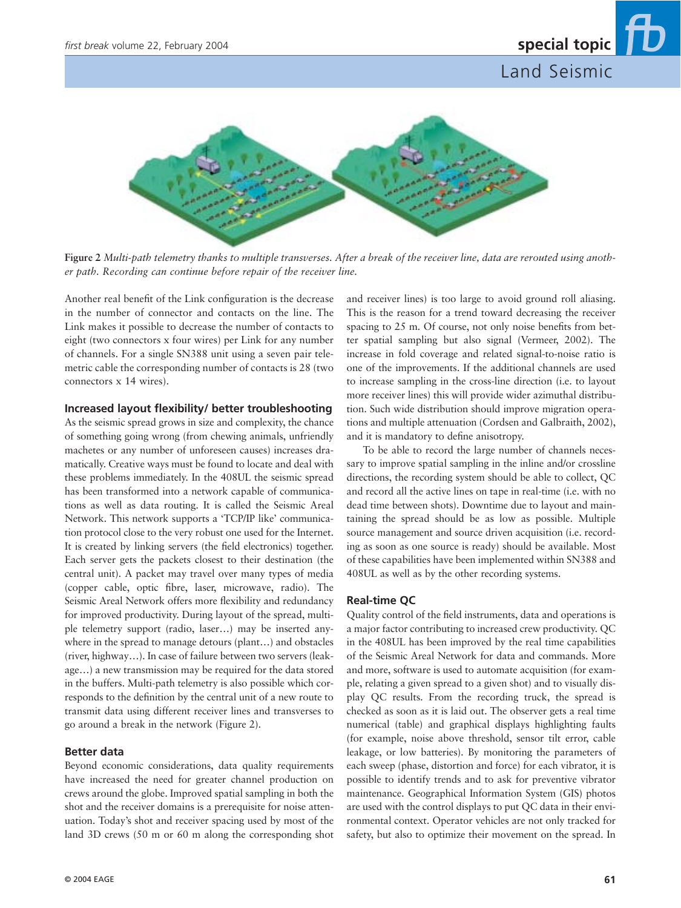**Figure 2** *Multi-path telemetry thanks to multiple transverses. After a break of the receiver line, data are rerouted using another path. Recording can continue before repair of the receiver line.*

Another real benefit of the Link configuration is the decrease in the number of connector and contacts on the line. The Link makes it possible to decrease the number of contacts to eight (two connectors x four wires) per Link for any number of channels. For a single SN388 unit using a seven pair telemetric cable the corresponding number of contacts is 28 (two connectors x 14 wires).

### Increased layout flexibility/ better troubleshooting

As the seismic spread grows in size and complexity, the chance of something going wrong (from chewing animals, unfriendly machetes or any number of unforeseen causes) increases dramatically. Creative ways must be found to locate and deal with these problems immediately. In the 408UL the seismic spread has been transformed into a network capable of communications as well as data routing. It is called the Seismic Areal Network. This network supports a 'TCP/IP like' communication protocol close to the very robust one used for the Internet. It is created by linking servers (the field electronics) together. Each server gets the packets closest to their destination (the central unit). A packet may travel over many types of media (copper cable, optic fibre, laser, microwave, radio). The Seismic Areal Network offers more flexibility and redundancy for improved productivity. During layout of the spread, multiple telemetry support (radio, laser…) may be inserted anywhere in the spread to manage detours (plant…) and obstacles (river, highway…). In case of failure between two servers (leakage…) a new transmission may be required for the data stored in the buffers. Multi-path telemetry is also possible which corresponds to the definition by the central unit of a new route to transmit data using different receiver lines and transverses to go around a break in the network (Figure 2).

### Better data

Beyond economic considerations, data quality requirements have increased the need for greater channel production on crews around the globe. Improved spatial sampling in both the shot and the receiver domains is a prerequisite for noise attenuation. Today's shot and receiver spacing used by most of the land 3D crews (50 m or 60 m along the corresponding shot and receiver lines) is too large to avoid ground roll aliasing. This is the reason for a trend toward decreasing the receiver spacing to 25 m. Of course, not only noise benefits from better spatial sampling but also signal (Vermeer, 2002). The increase in fold coverage and related signal-to-noise ratio is one of the improvements. If the additional channels are used to increase sampling in the cross-line direction (i.e. to layout more receiver lines) this will provide wider azimuthal distribution. Such wide distribution should improve migration operations and multiple attenuation (Cordsen and Galbraith, 2002), and it is mandatory to define anisotropy.

To be able to record the large number of channels necessary to improve spatial sampling in the inline and/or crossline directions, the recording system should be able to collect, QC and record all the active lines on tape in real-time (i.e. with no dead time between shots). Downtime due to layout and maintaining the spread should be as low as possible. Multiple source management and source driven acquisition (i.e. recording as soon as one source is ready) should be available. Most of these capabilities have been implemented within SN388 and 408UL as well as by the other recording systems.

### Real-time QC

Quality control of the field instruments, data and operations is a major factor contributing to increased crew productivity. QC in the 408UL has been improved by the real time capabilities of the Seismic Areal Network for data and commands. More and more, software is used to automate acquisition (for example, relating a given spread to a given shot) and to visually display QC results. From the recording truck, the spread is checked as soon as it is laid out. The observer gets a real time numerical (table) and graphical displays highlighting faults (for example, noise above threshold, sensor tilt error, cable leakage, or low batteries). By monitoring the parameters of each sweep (phase, distortion and force) for each vibrator, it is possible to identify trends and to ask for preventive vibrator maintenance. Geographical Information System (GIS) photos are used with the control displays to put QC data in their environmental context. Operator vehicles are not only tracked for safety, but also to optimize their movement on the spread. In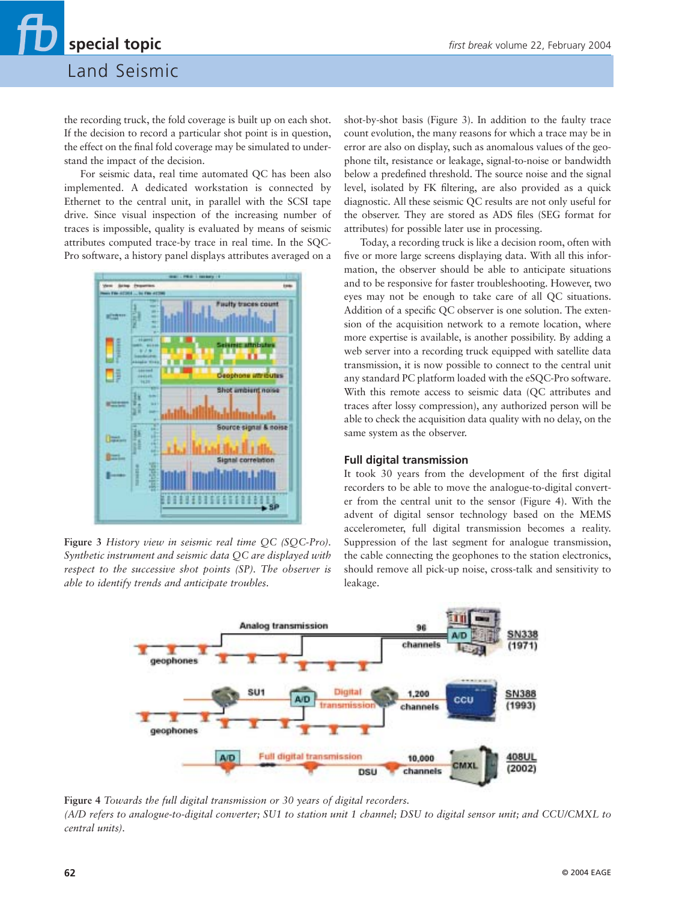the recording truck, the fold coverage is built up on each shot. If the decision to record a particular shot point is in question, the effect on the final fold coverage may be simulated to understand the impact of the decision.

For seismic data, real time automated QC has been also implemented. A dedicated workstation is connected by Ethernet to the central unit, in parallel with the SCSI tape drive. Since visual inspection of the increasing number of traces is impossible, quality is evaluated by means of seismic attributes computed trace-by trace in real time. In the SQC-Pro software, a history panel displays attributes averaged on a shot-by-shot basis (Figure 3). In addition to the faulty trace count evolution, the many reasons for which a trace may be in error are also on display, such as anomalous values of the geophone tilt, resistance or leakage, signal-to-noise or bandwidth below a predefined threshold. The source noise and the signal level, isolated by FK filtering, are also provided as a quick diagnostic. All these seismic QC results are not only useful for the observer. They are stored as ADS files (SEG format for attributes) for possible later use in processing.

**Figure 3** *History view in seismic real time QC (SQC-Pro). Synthetic instrument and seismic data QC are displayed with respect to the successive shot points (SP). The observer is able to identify trends and anticipate troubles.*

Today, a recording truck is like a decision room, often with five or more large screens displaying data. With all this information, the observer should be able to anticipate situations and to be responsive for faster troubleshooting. However, two eyes may not be enough to take care of all QC situations. Addition of a specific QC observer is one solution. The extension of the acquisition network to a remote location, where more expertise is available, is another possibility. By adding a web server into a recording truck equipped with satellite data transmission, it is now possible to connect to the central unit any standard PC platform loaded with the eSQC-Pro software. With this remote access to seismic data (QC attributes and traces after lossy compression), any authorized person will be able to check the acquisition data quality with no delay, on the same system as the observer.

### Full digital transmission

It took 30 years from the development of the first digital recorders to be able to move the analogue-to-digital converter from the central unit to the sensor (Figure 4). With the advent of digital sensor technology based on the MEMS accelerometer, full digital transmission becomes a reality. Suppression of the last segment for analogue transmission, the cable connecting the geophones to the station electronics, should remove all pick-up noise, cross-talk and sensitivity to leakage.

**Figure 4** *Towards the full digital transmission or 30 years of digital recorders. (A/D refers to analogue-to-digital converter; SU1 to station unit 1 channel; DSU to digital sensor unit; and CCU/CMXL to central units).*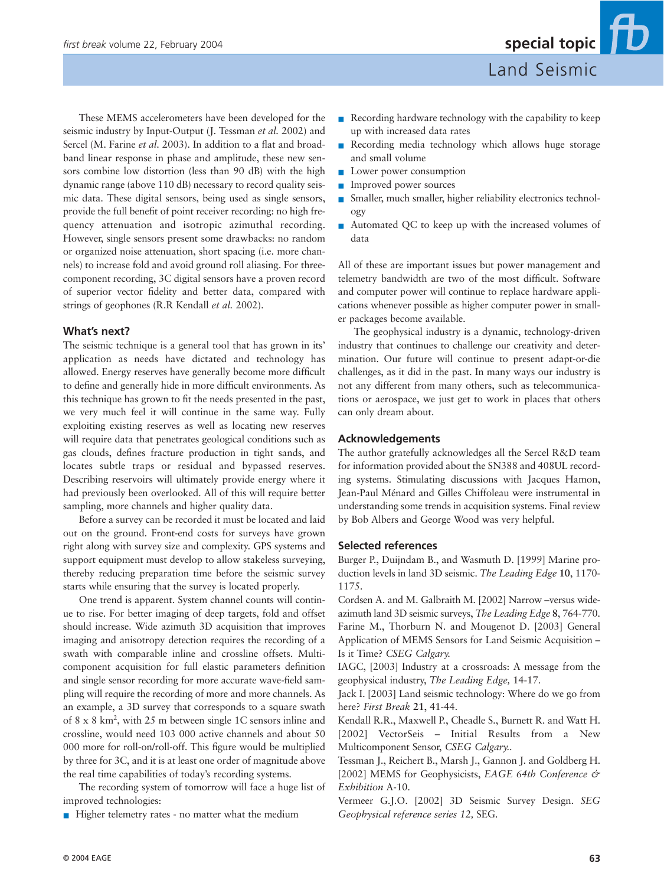These MEMS accelerometers have been developed for the seismic industry by Input-Output (J. Tessman *et al.* 2002) and Sercel (M. Farine *et al.* 2003). In addition to a flat and broadband linear response in phase and amplitude, these new sensors combine low distortion (less than 90 dB) with the high dynamic range (above 110 dB) necessary to record quality seismic data. These digital sensors, being used as single sensors, provide the full benefit of point receiver recording: no high frequency attenuation and isotropic azimuthal recording. However, single sensors present some drawbacks: no random or organized noise attenuation, short spacing (i.e. more channels) to increase fold and avoid ground roll aliasing. For three-component recording, 3C digital sensors have a proven record of superior vector fidelity and better data, compared with strings of geophones (R.R Kendall *et al.* 2002).

## What's next?

The seismic technique is a general tool that has grown in its' application as needs have dictated and technology has allowed. Energy reserves have generally become more difficult to define and generally hide in more difficult environments. As this technique has grown to fit the needs presented in the past, we very much feel it will continue in the same way. Fully exploiting existing reserves as well as locating new reserves will require data that penetrates geological conditions such as gas clouds, defines fracture production in tight sands, and locates subtle traps or residual and bypassed reserves. Describing reservoirs will ultimately provide energy where it had previously been overlooked. All of this will require better sampling, more channels and higher quality data.

Before a survey can be recorded it must be located and laid out on the ground. Front-end costs for surveys have grown right along with survey size and complexity. GPS systems and support equipment must develop to allow stakeless surveying, thereby reducing preparation time before the seismic survey starts while ensuring that the survey is located properly.

One trend is apparent. System channel counts will continue to rise. For better imaging of deep targets, fold and offset should increase. Wide azimuth 3D acquisition that improves imaging and anisotropy detection requires the recording of a swath with comparable inline and crossline offsets. Multi-component acquisition for full elastic parameters definition and single sensor recording for more accurate wave-field sampling will require the recording of more and more channels. As an example, a 3D survey that corresponds to a square swath of 8 x 8 km$^2$, with 25 m between single 1C sensors inline and crossline, would need 103 000 active channels and about 50 000 more for roll-on/roll-off. This figure would be multiplied by three for 3C, and it is at least one order of magnitude above the real time capabilities of today's recording systems.

The recording system of tomorrow will face a huge list of improved technologies:

- Higher telemetry rates - no matter what the medium
- Recording hardware technology with the capability to keep up with increased data rates
- Recording media technology which allows huge storage and small volume
- Lower power consumption
- Improved power sources
- Smaller, much smaller, higher reliability electronics technology
- Automated QC to keep up with the increased volumes of data

All of these are important issues but power management and telemetry bandwidth are two of the most difficult. Software and computer power will continue to replace hardware applications whenever possible as higher computer power in smaller packages become available.

The geophysical industry is a dynamic, technology-driven industry that continues to challenge our creativity and determination. Our future will continue to present adapt-or-die challenges, as it did in the past. In many ways our industry is not any different from many others, such as telecommunications or aerospace, we just get to work in places that others can only dream about.

## Acknowledgements

The author gratefully acknowledges all the Sercel R&D team for information provided about the SN388 and 408UL recording systems. Stimulating discussions with Jacques Hamon, Jean-Paul Ménard and Gilles Chiffoleau were instrumental in understanding some trends in acquisition systems. Final review by Bob Albers and George Wood was very helpful.

## Selected references

Burger P., Duijndam B., and Wasmuth D. [1999] Marine production levels in land 3D seismic. *The Leading Edge* **10**, 1170-1175.

Cordsen A. and M. Galbraith M. [2002] Narrow –versus wide-azimuth land 3D seismic surveys, *The Leading Edge* **8**, 764-770.

Farine M., Thorburn N. and Mougenot D. [2003] General Application of MEMS Sensors for Land Seismic Acquisition – Is it Time? *CSEG Calgary.*

IAGC, [2003] Industry at a crossroads: A message from the geophysical industry, *The Leading Edge,* 14-17.

Jack I. [2003] Land seismic technology: Where do we go from here? *First Break* **21**, 41-44.

Kendall R.R., Maxwell P., Cheadle S., Burnett R. and Watt H. [2002] VectorSeis – Initial Results from a New Multicomponent Sensor, *CSEG Calgary.*.

Tessman J., Reichert B., Marsh J., Gannon J. and Goldberg H. [2002] MEMS for Geophysicists, *EAGE 64th Conference & Exhibition* A-10.

Vermeer G.J.O. [2002] 3D Seismic Survey Design. *SEG Geophysical reference series 12,* SEG.